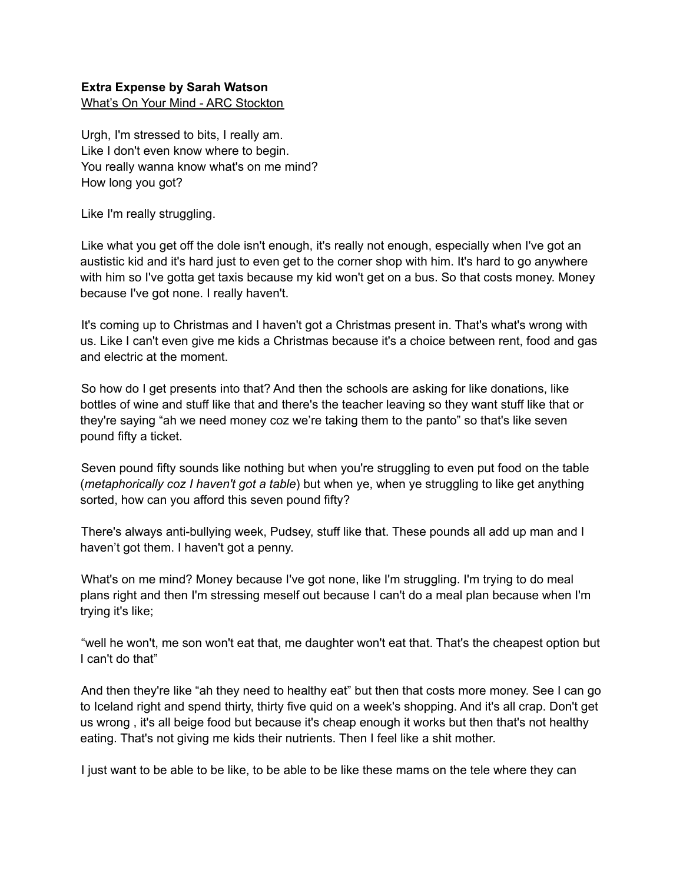**Extra Expense by Sarah Watson**
<u>What's On Your Mind - ARC Stockton</u>

Urgh, I'm stressed to bits, I really am.
Like I don't even know where to begin.
You really wanna know what's on me mind?
How long you got?

Like I'm really struggling.

Like what you get off the dole isn't enough, it's really not enough, especially when I've got an austistic kid and it's hard just to even get to the corner shop with him. It's hard to go anywhere with him so I've gotta get taxis because my kid won't get on a bus. So that costs money. Money because I've got none. I really haven't.

It's coming up to Christmas and I haven't got a Christmas present in. That's what's wrong with us. Like I can't even give me kids a Christmas because it's a choice between rent, food and gas and electric at the moment.

So how do I get presents into that? And then the schools are asking for like donations, like bottles of wine and stuff like that and there's the teacher leaving so they want stuff like that or they're saying "ah we need money coz we're taking them to the panto" so that's like seven pound fifty a ticket.

Seven pound fifty sounds like nothing but when you're struggling to even put food on the table (*metaphorically coz I haven't got a table*) but when ye, when ye struggling to like get anything sorted, how can you afford this seven pound fifty?

There's always anti-bullying week, Pudsey, stuff like that. These pounds all add up man and I haven't got them. I haven't got a penny.

What's on me mind? Money because I've got none, like I'm struggling. I'm trying to do meal plans right and then I'm stressing meself out because I can't do a meal plan because when I'm trying it's like;

"well he won't, me son won't eat that, me daughter won't eat that. That's the cheapest option but I can't do that"

And then they're like "ah they need to healthy eat" but then that costs more money. See I can go to Iceland right and spend thirty, thirty five quid on a week's shopping. And it's all crap. Don't get us wrong , it's all beige food but because it's cheap enough it works but then that's not healthy eating. That's not giving me kids their nutrients. Then I feel like a shit mother.

I just want to be able to be like, to be able to be like these mams on the tele where they can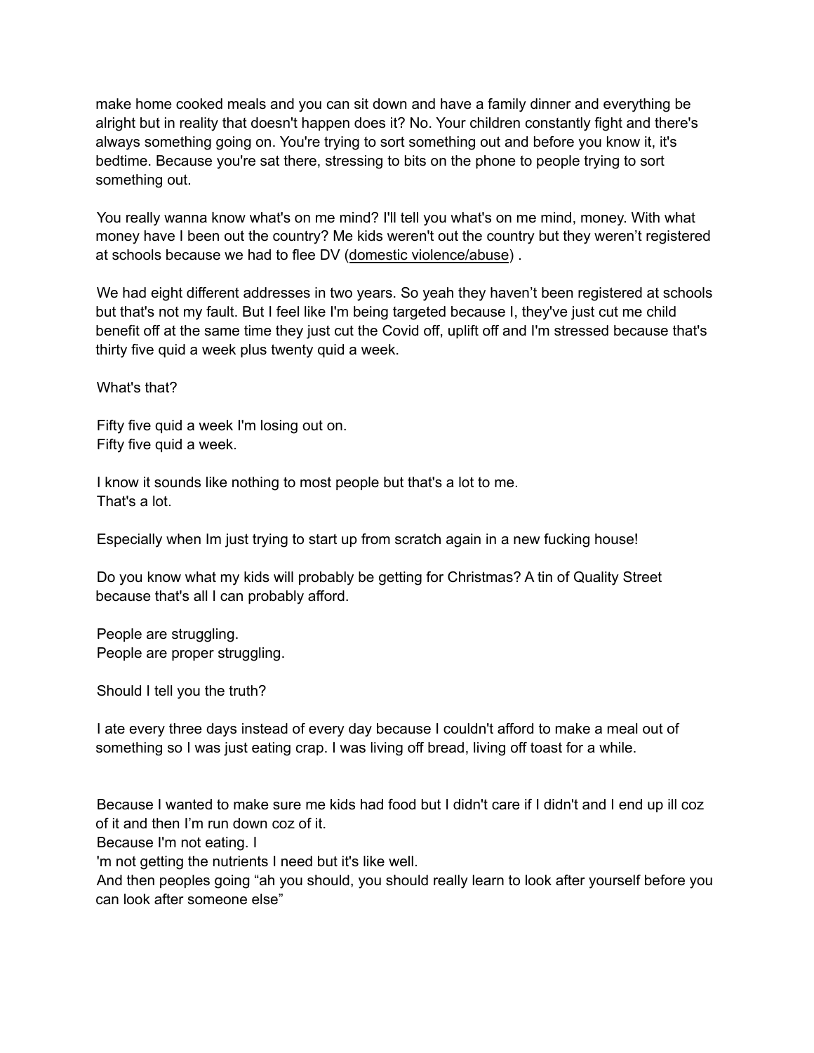make home cooked meals and you can sit down and have a family dinner and everything be alright but in reality that doesn't happen does it? No. Your children constantly fight and there's always something going on. You're trying to sort something out and before you know it, it's bedtime. Because you're sat there, stressing to bits on the phone to people trying to sort something out.

You really wanna know what's on me mind? I'll tell you what's on me mind, money. With what money have I been out the country? Me kids weren't out the country but they weren't registered at schools because we had to flee DV (domestic violence/abuse) .

We had eight different addresses in two years. So yeah they haven't been registered at schools but that's not my fault. But I feel like I'm being targeted because I, they've just cut me child benefit off at the same time they just cut the Covid off, uplift off and I'm stressed because that's thirty five quid a week plus twenty quid a week.

What's that?

Fifty five quid a week I'm losing out on.
Fifty five quid a week.

I know it sounds like nothing to most people but that's a lot to me.
That's a lot.

Especially when Im just trying to start up from scratch again in a new fucking house!

Do you know what my kids will probably be getting for Christmas? A tin of Quality Street because that's all I can probably afford.

People are struggling.
People are proper struggling.

Should I tell you the truth?

I ate every three days instead of every day because I couldn't afford to make a meal out of something so I was just eating crap. I was living off bread, living off toast for a while.

Because I wanted to make sure me kids had food but I didn't care if I didn't and I end up ill coz of it and then I'm run down coz of it.
Because I'm not eating. I
'm not getting the nutrients I need but it's like well.
And then peoples going "ah you should, you should really learn to look after yourself before you can look after someone else"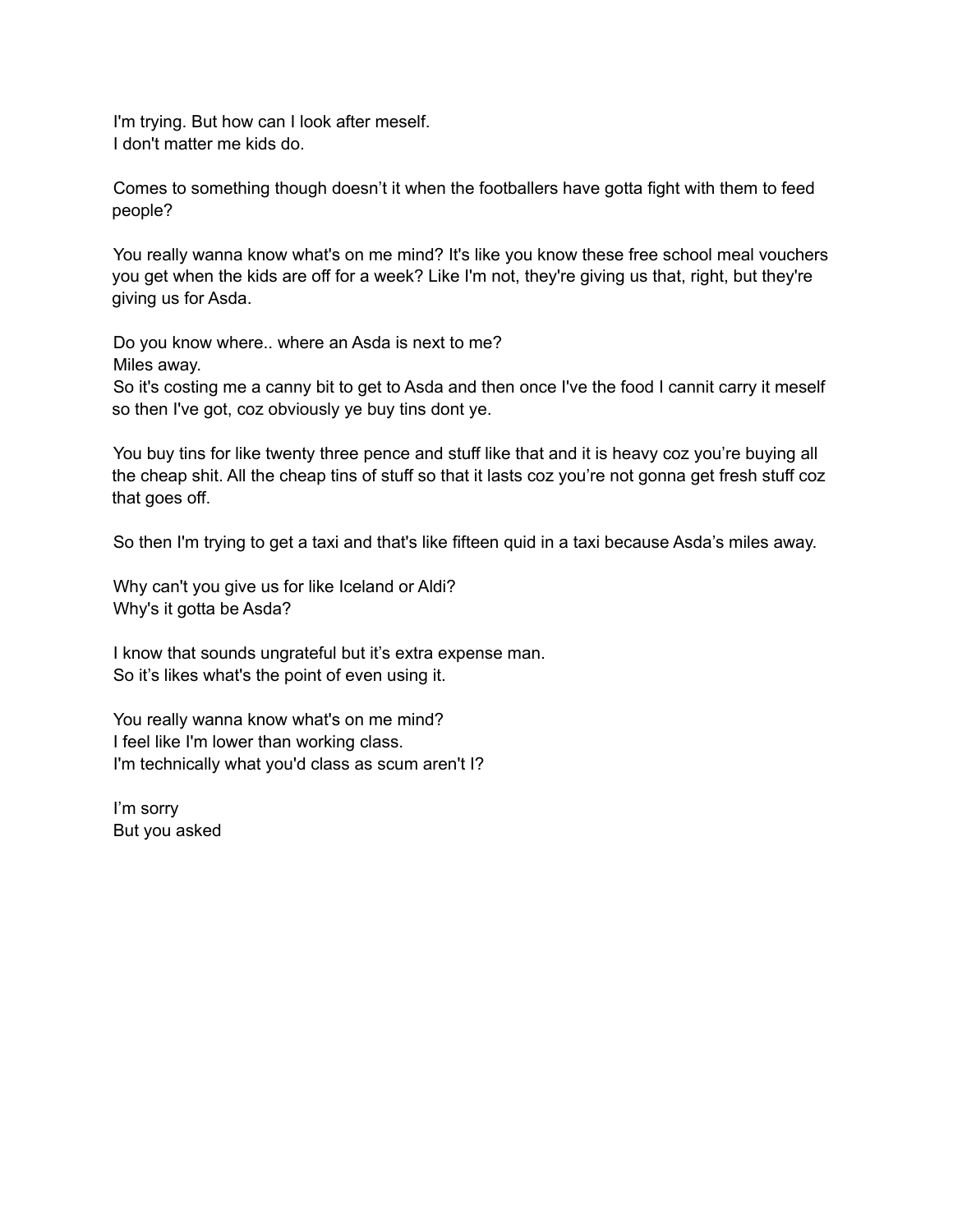I'm trying. But how can I look after meself.
I don't matter me kids do.

Comes to something though doesn't it when the footballers have gotta fight with them to feed people?

You really wanna know what's on me mind? It's like you know these free school meal vouchers you get when the kids are off for a week? Like I'm not, they're giving us that, right, but they're giving us for Asda.

Do you know where.. where an Asda is next to me?
Miles away.
So it's costing me a canny bit to get to Asda and then once I've the food I cannit carry it meself so then I've got, coz obviously ye buy tins dont ye.

You buy tins for like twenty three pence and stuff like that and it is heavy coz you're buying all the cheap shit. All the cheap tins of stuff so that it lasts coz you're not gonna get fresh stuff coz that goes off.

So then I'm trying to get a taxi and that's like fifteen quid in a taxi because Asda's miles away.

Why can't you give us for like Iceland or Aldi?
Why's it gotta be Asda?

I know that sounds ungrateful but it's extra expense man.
So it's likes what's the point of even using it.

You really wanna know what's on me mind?
I feel like I'm lower than working class.
I'm technically what you'd class as scum aren't I?

I'm sorry
But you asked